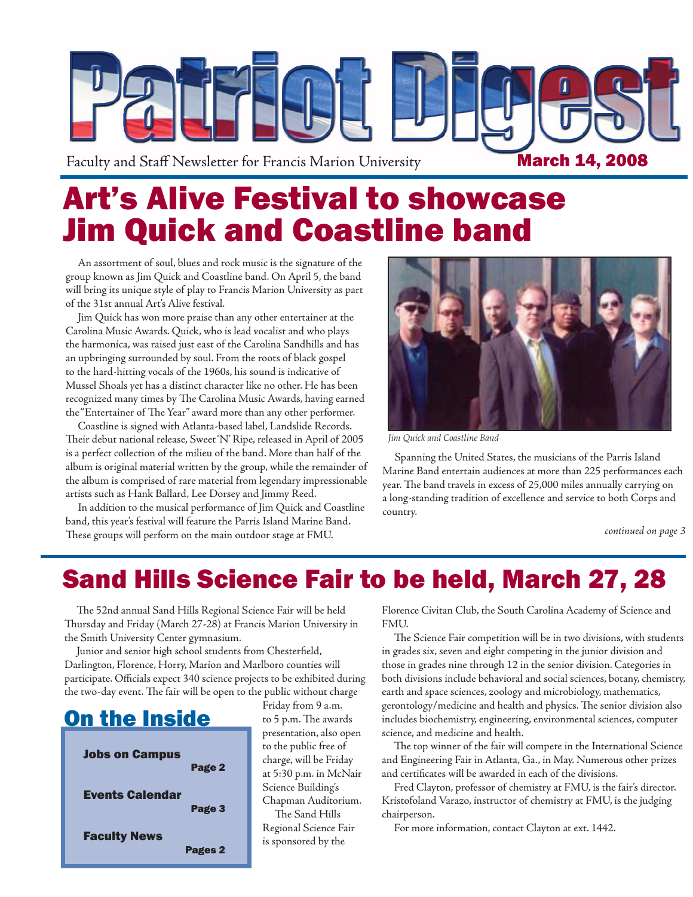# Patriot Digest

Faculty and Staff Newsletter for Francis Marion University

**March 14, 2008**

# Art's Alive Festival to showcase Jim Quick and Coastline band

An assortment of soul, blues and rock music is the signature of the group known as Jim Quick and Coastline band. On April 5, the band will bring its unique style of play to Francis Marion University as part of the 31st annual Art's Alive festival.

Jim Quick has won more praise than any other entertainer at the Carolina Music Awards. Quick, who is lead vocalist and who plays the harmonica, was raised just east of the Carolina Sandhills and has an upbringing surrounded by soul. From the roots of black gospel to the hard-hitting vocals of the 1960s, his sound is indicative of Mussel Shoals yet has a distinct character like no other. He has been recognized many times by The Carolina Music Awards, having earned the "Entertainer of The Year" award more than any other performer.

Coastline is signed with Atlanta-based label, Landslide Records. Their debut national release, Sweet 'N' Ripe, released in April of 2005 is a perfect collection of the milieu of the band. More than half of the album is original material written by the group, while the remainder of the album is comprised of rare material from legendary impressionable artists such as Hank Ballard, Lee Dorsey and Jimmy Reed.

In addition to the musical performance of Jim Quick and Coastline band, this year's festival will feature the Parris Island Marine Band. These groups will perform on the main outdoor stage at FMU.

*Jim Quick and Coastline Band*

Spanning the United States, the musicians of the Parris Island Marine Band entertain audiences at more than 225 performances each year. The band travels in excess of 25,000 miles annually carrying on a long-standing tradition of excellence and service to both Corps and country.

*continued on page 3*

# Sand Hills Science Fair to be held, March 27, 28

The 52nd annual Sand Hills Regional Science Fair will be held Thursday and Friday (March 27-28) at Francis Marion University in the Smith University Center gymnasium.

Junior and senior high school students from Chesterfield, Darlington, Florence, Horry, Marion and Marlboro counties will participate. Officials expect 340 science projects to be exhibited during the two-day event. The fair will be open to the public without charge Friday from 9 a.m. to 5 p.m. The awards presentation, also open to the public free of charge, will be Friday at 5:30 p.m. in McNair Science Building's Chapman Auditorium.

The Sand Hills Regional Science Fair is sponsored by the Florence Civitan Club, the South Carolina Academy of Science and FMU.

The Science Fair competition will be in two divisions, with students in grades six, seven and eight competing in the junior division and those in grades nine through 12 in the senior division. Categories in both divisions include behavioral and social sciences, botany, chemistry, earth and space sciences, zoology and microbiology, mathematics, gerontology/medicine and health and physics. The senior division also includes biochemistry, engineering, environmental sciences, computer science, and medicine and health.

The top winner of the fair will compete in the International Science and Engineering Fair in Atlanta, Ga., in May. Numerous other prizes and certificates will be awarded in each of the divisions.

Fred Clayton, professor of chemistry at FMU, is the fair's director. Kristofoland Varazo, instructor of chemistry at FMU, is the judging chairperson.

For more information, contact Clayton at ext. 1442.

## On the Inside

**Jobs on Campus** — **Page 2**

**Events Calendar** — **Page 3**

**Faculty News** — **Pages 2**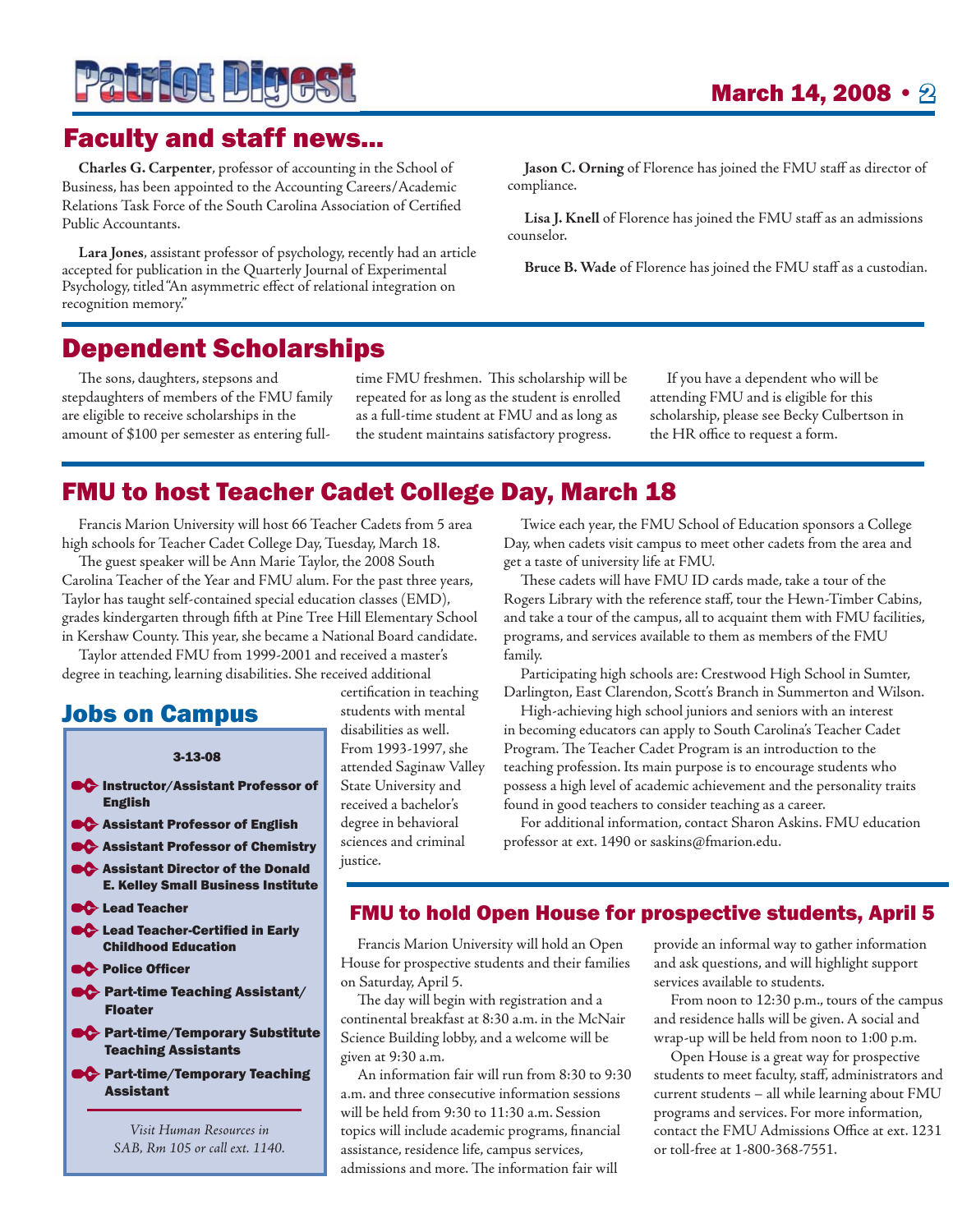## Faculty and staff news...

**Charles G. Carpenter**, professor of accounting in the School of Business, has been appointed to the Accounting Careers/Academic Relations Task Force of the South Carolina Association of Certified Public Accountants.

**Lara Jones**, assistant professor of psychology, recently had an article accepted for publication in the Quarterly Journal of Experimental Psychology, titled "An asymmetric effect of relational integration on recognition memory."

**Jason C. Orning** of Florence has joined the FMU staff as director of compliance.

**Lisa J. Knell** of Florence has joined the FMU staff as an admissions counselor.

**Bruce B. Wade** of Florence has joined the FMU staff as a custodian.

## Dependent Scholarships

The sons, daughters, stepsons and stepdaughters of members of the FMU family are eligible to receive scholarships in the amount of $100 per semester as entering full-time FMU freshmen. This scholarship will be repeated for as long as the student is enrolled as a full-time student at FMU and as long as the student maintains satisfactory progress.

If you have a dependent who will be attending FMU and is eligible for this scholarship, please see Becky Culbertson in the HR office to request a form.

## FMU to host Teacher Cadet College Day, March 18

Francis Marion University will host 66 Teacher Cadets from 5 area high schools for Teacher Cadet College Day, Tuesday, March 18.

The guest speaker will be Ann Marie Taylor, the 2008 South Carolina Teacher of the Year and FMU alum. For the past three years, Taylor has taught self-contained special education classes (EMD), grades kindergarten through fifth at Pine Tree Hill Elementary School in Kershaw County. This year, she became a National Board candidate.

Taylor attended FMU from 1999-2001 and received a master's degree in teaching, learning disabilities. She received additional certification in teaching students with mental disabilities as well. From 1993-1997, she attended Saginaw Valley State University and received a bachelor's degree in behavioral sciences and criminal justice.

Twice each year, the FMU School of Education sponsors a College Day, when cadets visit campus to meet other cadets from the area and get a taste of university life at FMU.

These cadets will have FMU ID cards made, take a tour of the Rogers Library with the reference staff, tour the Hewn-Timber Cabins, and take a tour of the campus, all to acquaint them with FMU facilities, programs, and services available to them as members of the FMU family.

Participating high schools are: Crestwood High School in Sumter, Darlington, East Clarendon, Scott's Branch in Summerton and Wilson.

High-achieving high school juniors and seniors with an interest in becoming educators can apply to South Carolina's Teacher Cadet Program. The Teacher Cadet Program is an introduction to the teaching profession. Its main purpose is to encourage students who possess a high level of academic achievement and the personality traits found in good teachers to consider teaching as a career.

For additional information, contact Sharon Askins. FMU education professor at ext. 1490 or saskins@fmarion.edu.

## Jobs on Campus

**3-13-08**

- **Instructor/Assistant Professor of English**
- **Assistant Professor of English**
- **Assistant Professor of Chemistry**
- **Assistant Director of the Donald E. Kelley Small Business Institute**
- **Lead Teacher**
- **Lead Teacher-Certified in Early Childhood Education**
- **Police Officer**
- **Part-time Teaching Assistant/ Floater**
- **Part-time/Temporary Substitute Teaching Assistants**
- **Part-time/Temporary Teaching Assistant**

*Visit Human Resources in SAB, Rm 105 or call ext. 1140.*

## FMU to hold Open House for prospective students, April 5

Francis Marion University will hold an Open House for prospective students and their families on Saturday, April 5.

The day will begin with registration and a continental breakfast at 8:30 a.m. in the McNair Science Building lobby, and a welcome will be given at 9:30 a.m.

An information fair will run from 8:30 to 9:30 a.m. and three consecutive information sessions will be held from 9:30 to 11:30 a.m. Session topics will include academic programs, financial assistance, residence life, campus services, admissions and more. The information fair will provide an informal way to gather information and ask questions, and will highlight support services available to students.

From noon to 12:30 p.m., tours of the campus and residence halls will be given. A social and wrap-up will be held from noon to 1:00 p.m.

Open House is a great way for prospective students to meet faculty, staff, administrators and current students – all while learning about FMU programs and services. For more information, contact the FMU Admissions Office at ext. 1231 or toll-free at 1-800-368-7551.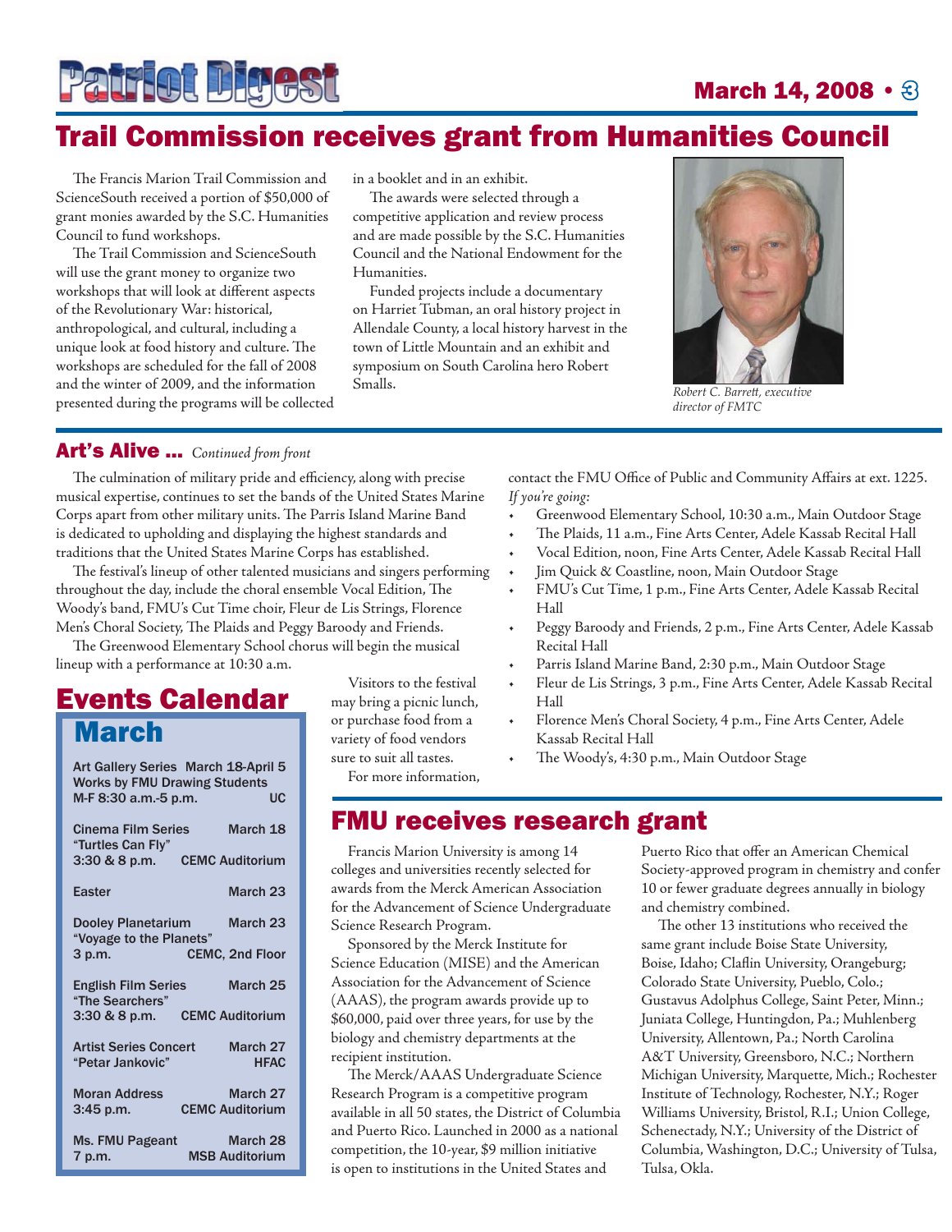# Trail Commission receives grant from Humanities Council

The Francis Marion Trail Commission and ScienceSouth received a portion of $50,000 of grant monies awarded by the S.C. Humanities Council to fund workshops.

The Trail Commission and ScienceSouth will use the grant money to organize two workshops that will look at different aspects of the Revolutionary War: historical, anthropological, and cultural, including a unique look at food history and culture. The workshops are scheduled for the fall of 2008 and the winter of 2009, and the information presented during the programs will be collected in a booklet and in an exhibit.

The awards were selected through a competitive application and review process and are made possible by the S.C. Humanities Council and the National Endowment for the Humanities.

Funded projects include a documentary on Harriet Tubman, an oral history project in Allendale County, a local history harvest in the town of Little Mountain and an exhibit and symposium on South Carolina hero Robert Smalls.

*Robert C. Barrett, executive director of FMTC*

## Art's Alive ... *Continued from front*

The culmination of military pride and efficiency, along with precise musical expertise, continues to set the bands of the United States Marine Corps apart from other military units. The Parris Island Marine Band is dedicated to upholding and displaying the highest standards and traditions that the United States Marine Corps has established.

The festival's lineup of other talented musicians and singers performing throughout the day, include the choral ensemble Vocal Edition, The Woody's band, FMU's Cut Time choir, Fleur de Lis Strings, Florence Men's Choral Society, The Plaids and Peggy Baroody and Friends.

The Greenwood Elementary School chorus will begin the musical lineup with a performance at 10:30 a.m.

Visitors to the festival may bring a picnic lunch, or purchase food from a variety of food vendors sure to suit all tastes.

For more information, contact the FMU Office of Public and Community Affairs at ext. 1225.

*If you're going:*

- Greenwood Elementary School, 10:30 a.m., Main Outdoor Stage
- The Plaids, 11 a.m., Fine Arts Center, Adele Kassab Recital Hall
- Vocal Edition, noon, Fine Arts Center, Adele Kassab Recital Hall
- Jim Quick & Coastline, noon, Main Outdoor Stage
- FMU's Cut Time, 1 p.m., Fine Arts Center, Adele Kassab Recital Hall
- Peggy Baroody and Friends, 2 p.m., Fine Arts Center, Adele Kassab Recital Hall
- Parris Island Marine Band, 2:30 p.m., Main Outdoor Stage
- Fleur de Lis Strings, 3 p.m., Fine Arts Center, Adele Kassab Recital Hall
- Florence Men's Choral Society, 4 p.m., Fine Arts Center, Adele Kassab Recital Hall
- The Woody's, 4:30 p.m., Main Outdoor Stage

# Events Calendar

## March

**Art Gallery Series** March 18-April 5
Works by FMU Drawing Students
M-F 8:30 a.m.-5 p.m. UC

**Cinema Film Series** March 18
"Turtles Can Fly"
3:30 & 8 p.m. CEMC Auditorium

**Easter** March 23

**Dooley Planetarium** March 23
"Voyage to the Planets"
3 p.m. CEMC, 2nd Floor

**English Film Series** March 25
"The Searchers"
3:30 & 8 p.m. CEMC Auditorium

**Artist Series Concert** March 27
"Petar Jankovic" HFAC

**Moran Address** March 27
3:45 p.m. CEMC Auditorium

**Ms. FMU Pageant** March 28
7 p.m. MSB Auditorium

# FMU receives research grant

Francis Marion University is among 14 colleges and universities recently selected for awards from the Merck American Association for the Advancement of Science Undergraduate Science Research Program.

Sponsored by the Merck Institute for Science Education (MISE) and the American Association for the Advancement of Science (AAAS), the program awards provide up to $60,000, paid over three years, for use by the biology and chemistry departments at the recipient institution.

The Merck/AAAS Undergraduate Science Research Program is a competitive program available in all 50 states, the District of Columbia and Puerto Rico. Launched in 2000 as a national competition, the 10-year, $9 million initiative is open to institutions in the United States and Puerto Rico that offer an American Chemical Society-approved program in chemistry and confer 10 or fewer graduate degrees annually in biology and chemistry combined.

The other 13 institutions who received the same grant include Boise State University, Boise, Idaho; Claflin University, Orangeburg; Colorado State University, Pueblo, Colo.; Gustavus Adolphus College, Saint Peter, Minn.; Juniata College, Huntingdon, Pa.; Muhlenberg University, Allentown, Pa.; North Carolina A&T University, Greensboro, N.C.; Northern Michigan University, Marquette, Mich.; Rochester Institute of Technology, Rochester, N.Y.; Roger Williams University, Bristol, R.I.; Union College, Schenectady, N.Y.; University of the District of Columbia, Washington, D.C.; University of Tulsa, Tulsa, Okla.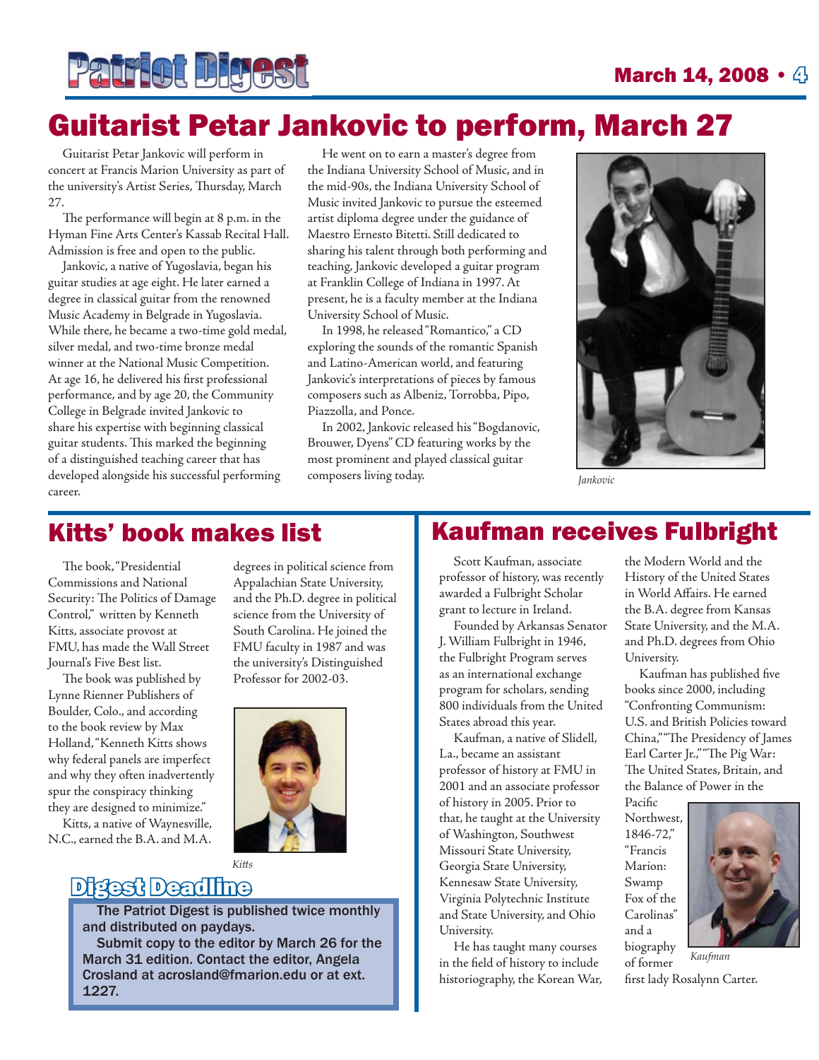# Guitarist Petar Jankovic to perform, March 27

Guitarist Petar Jankovic will perform in concert at Francis Marion University as part of the university's Artist Series, Thursday, March 27.

The performance will begin at 8 p.m. in the Hyman Fine Arts Center's Kassab Recital Hall. Admission is free and open to the public.

Jankovic, a native of Yugoslavia, began his guitar studies at age eight. He later earned a degree in classical guitar from the renowned Music Academy in Belgrade in Yugoslavia. While there, he became a two-time gold medal, silver medal, and two-time bronze medal winner at the National Music Competition. At age 16, he delivered his first professional performance, and by age 20, the Community College in Belgrade invited Jankovic to share his expertise with beginning classical guitar students. This marked the beginning of a distinguished teaching career that has developed alongside his successful performing career.

He went on to earn a master's degree from the Indiana University School of Music, and in the mid-90s, the Indiana University School of Music invited Jankovic to pursue the esteemed artist diploma degree under the guidance of Maestro Ernesto Bitetti. Still dedicated to sharing his talent through both performing and teaching, Jankovic developed a guitar program at Franklin College of Indiana in 1997. At present, he is a faculty member at the Indiana University School of Music.

In 1998, he released "Romantico," a CD exploring the sounds of the romantic Spanish and Latino-American world, and featuring Jankovic's interpretations of pieces by famous composers such as Albeniz, Torrobba, Pipo, Piazzolla, and Ponce.

In 2002, Jankovic released his "Bogdanovic, Brouwer, Dyens" CD featuring works by the most prominent and played classical guitar composers living today.

*Jankovic*

## Kitts' book makes list

The book, "Presidential Commissions and National Security: The Politics of Damage Control," written by Kenneth Kitts, associate provost at FMU, has made the Wall Street Journal's Five Best list.

The book was published by Lynne Rienner Publishers of Boulder, Colo., and according to the book review by Max Holland, "Kenneth Kitts shows why federal panels are imperfect and why they often inadvertently spur the conspiracy thinking they are designed to minimize."

Kitts, a native of Waynesville, N.C., earned the B.A. and M.A. degrees in political science from Appalachian State University, and the Ph.D. degree in political science from the University of South Carolina. He joined the FMU faculty in 1987 and was the university's Distinguished Professor for 2002-03.

*Kitts*

## Digest Deadline

The Patriot Digest is published twice monthly and distributed on paydays.

Submit copy to the editor by March 26 for the March 31 edition. Contact the editor, Angela Crosland at acrosland@fmarion.edu or at ext. 1227.

## Kaufman receives Fulbright

Scott Kaufman, associate professor of history, was recently awarded a Fulbright Scholar grant to lecture in Ireland.

Founded by Arkansas Senator J. William Fulbright in 1946, the Fulbright Program serves as an international exchange program for scholars, sending 800 individuals from the United States abroad this year.

Kaufman, a native of Slidell, La., became an assistant professor of history at FMU in 2001 and an associate professor of history in 2005. Prior to that, he taught at the University of Washington, Southwest Missouri State University, Georgia State University, Kennesaw State University, Virginia Polytechnic Institute and State University, and Ohio University.

He has taught many courses in the field of history to include historiography, the Korean War, the Modern World and the History of the United States in World Affairs. He earned the B.A. degree from Kansas State University, and the M.A. and Ph.D. degrees from Ohio University.

Kaufman has published five books since 2000, including "Confronting Communism: U.S. and British Policies toward China," "The Presidency of James Earl Carter Jr.," "The Pig War: The United States, Britain, and the Balance of Power in the Pacific Northwest, 1846-72," "Francis Marion: Swamp Fox of the Carolinas" and a biography of former first lady Rosalynn Carter.

*Kaufman*